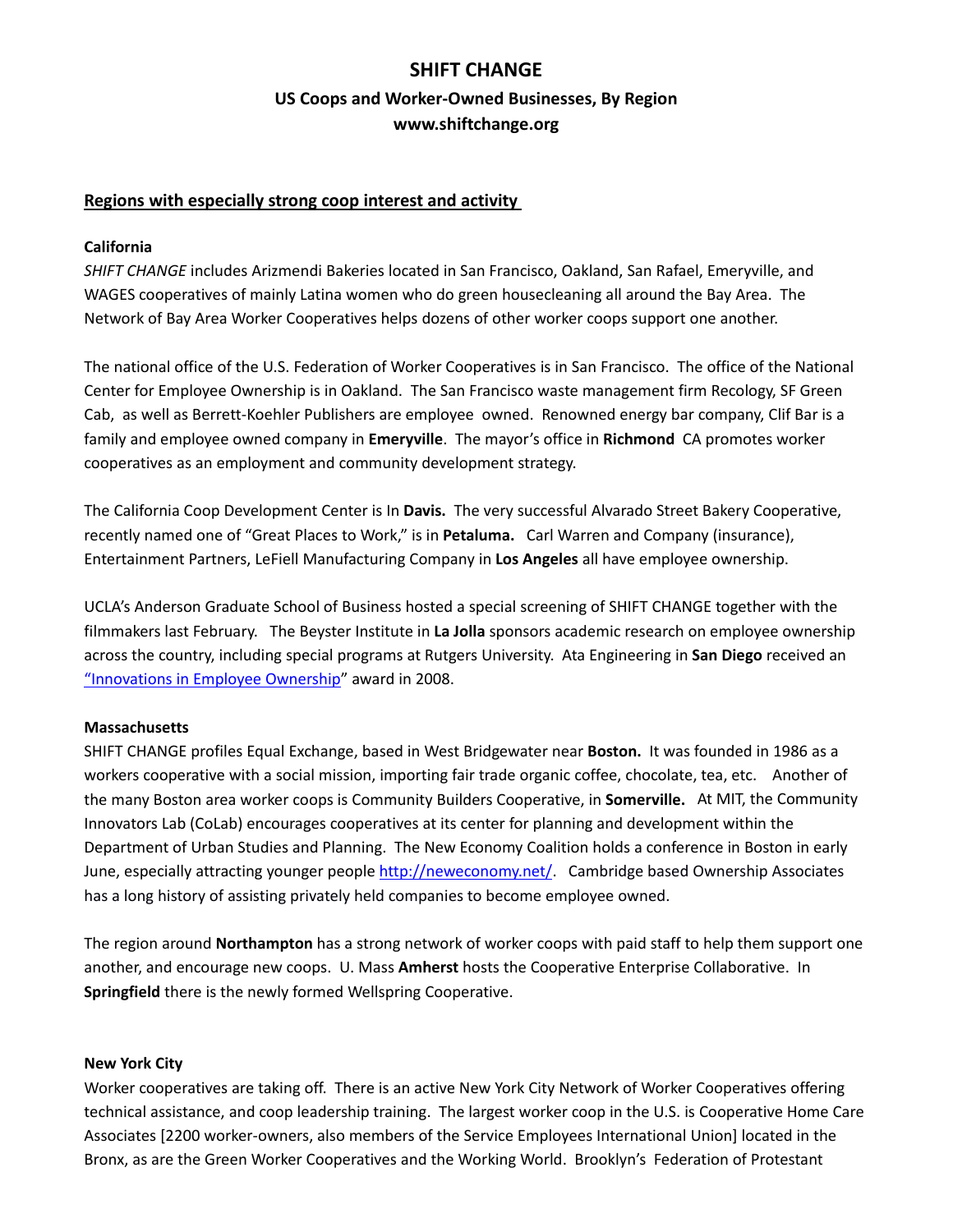# SHIFT CHANGE

## US Coops and Worker-Owned Businesses, By Region

## www.shiftchange.org

### Regions with especially strong coop interest and activity

**California**

*SHIFT CHANGE* includes Arizmendi Bakeries located in San Francisco, Oakland, San Rafael, Emeryville, and WAGES cooperatives of mainly Latina women who do green housecleaning all around the Bay Area. The Network of Bay Area Worker Cooperatives helps dozens of other worker coops support one another.

The national office of the U.S. Federation of Worker Cooperatives is in San Francisco. The office of the National Center for Employee Ownership is in Oakland. The San Francisco waste management firm Recology, SF Green Cab, as well as Berrett-Koehler Publishers are employee owned. Renowned energy bar company, Clif Bar is a family and employee owned company in **Emeryville**. The mayor's office in **Richmond** CA promotes worker cooperatives as an employment and community development strategy.

The California Coop Development Center is In **Davis.** The very successful Alvarado Street Bakery Cooperative, recently named one of "Great Places to Work," is in **Petaluma.** Carl Warren and Company (insurance), Entertainment Partners, LeFiell Manufacturing Company in **Los Angeles** all have employee ownership.

UCLA's Anderson Graduate School of Business hosted a special screening of SHIFT CHANGE together with the filmmakers last February. The Beyster Institute in **La Jolla** sponsors academic research on employee ownership across the country, including special programs at Rutgers University. Ata Engineering in **San Diego** received an "Innovations in Employee Ownership" award in 2008.

**Massachusetts**

SHIFT CHANGE profiles Equal Exchange, based in West Bridgewater near **Boston.** It was founded in 1986 as a workers cooperative with a social mission, importing fair trade organic coffee, chocolate, tea, etc. Another of the many Boston area worker coops is Community Builders Cooperative, in **Somerville.** At MIT, the Community Innovators Lab (CoLab) encourages cooperatives at its center for planning and development within the Department of Urban Studies and Planning. The New Economy Coalition holds a conference in Boston in early June, especially attracting younger people http://neweconomy.net/. Cambridge based Ownership Associates has a long history of assisting privately held companies to become employee owned.

The region around **Northampton** has a strong network of worker coops with paid staff to help them support one another, and encourage new coops. U. Mass **Amherst** hosts the Cooperative Enterprise Collaborative. In **Springfield** there is the newly formed Wellspring Cooperative.

**New York City**

Worker cooperatives are taking off. There is an active New York City Network of Worker Cooperatives offering technical assistance, and coop leadership training. The largest worker coop in the U.S. is Cooperative Home Care Associates [2200 worker-owners, also members of the Service Employees International Union] located in the Bronx, as are the Green Worker Cooperatives and the Working World. Brooklyn's Federation of Protestant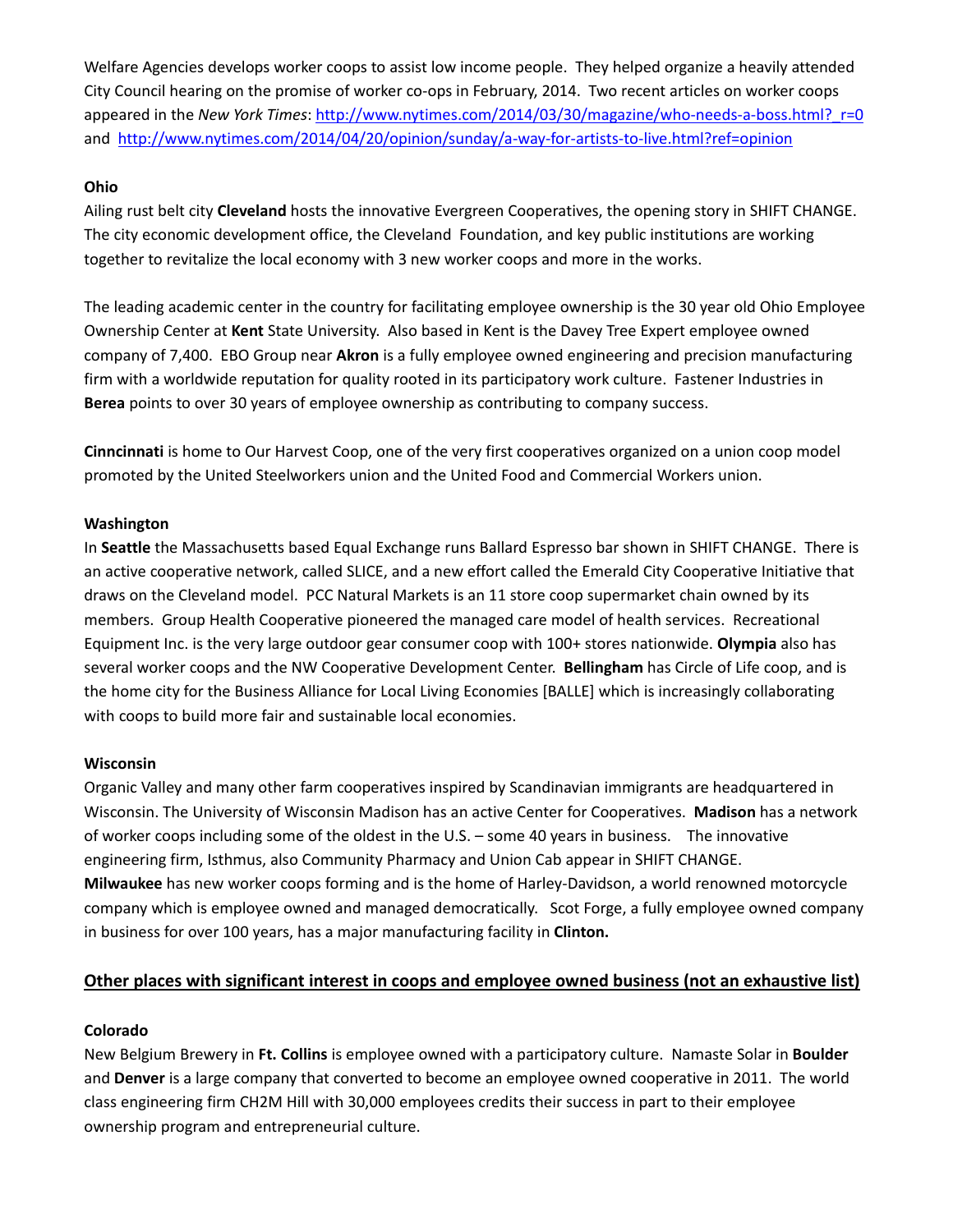Welfare Agencies develops worker coops to assist low income people. They helped organize a heavily attended City Council hearing on the promise of worker co-ops in February, 2014. Two recent articles on worker coops appeared in the *New York Times*: http://www.nytimes.com/2014/03/30/magazine/who-needs-a-boss.html?_r=0 and http://www.nytimes.com/2014/04/20/opinion/sunday/a-way-for-artists-to-live.html?ref=opinion

**Ohio**

Ailing rust belt city **Cleveland** hosts the innovative Evergreen Cooperatives, the opening story in SHIFT CHANGE. The city economic development office, the Cleveland Foundation, and key public institutions are working together to revitalize the local economy with 3 new worker coops and more in the works.

The leading academic center in the country for facilitating employee ownership is the 30 year old Ohio Employee Ownership Center at **Kent** State University. Also based in Kent is the Davey Tree Expert employee owned company of 7,400. EBO Group near **Akron** is a fully employee owned engineering and precision manufacturing firm with a worldwide reputation for quality rooted in its participatory work culture. Fastener Industries in **Berea** points to over 30 years of employee ownership as contributing to company success.

**Cinncinnati** is home to Our Harvest Coop, one of the very first cooperatives organized on a union coop model promoted by the United Steelworkers union and the United Food and Commercial Workers union.

**Washington**

In **Seattle** the Massachusetts based Equal Exchange runs Ballard Espresso bar shown in SHIFT CHANGE. There is an active cooperative network, called SLICE, and a new effort called the Emerald City Cooperative Initiative that draws on the Cleveland model. PCC Natural Markets is an 11 store coop supermarket chain owned by its members. Group Health Cooperative pioneered the managed care model of health services. Recreational Equipment Inc. is the very large outdoor gear consumer coop with 100+ stores nationwide. **Olympia** also has several worker coops and the NW Cooperative Development Center. **Bellingham** has Circle of Life coop, and is the home city for the Business Alliance for Local Living Economies [BALLE] which is increasingly collaborating with coops to build more fair and sustainable local economies.

**Wisconsin**

Organic Valley and many other farm cooperatives inspired by Scandinavian immigrants are headquartered in Wisconsin. The University of Wisconsin Madison has an active Center for Cooperatives. **Madison** has a network of worker coops including some of the oldest in the U.S. – some 40 years in business. The innovative engineering firm, Isthmus, also Community Pharmacy and Union Cab appear in SHIFT CHANGE. **Milwaukee** has new worker coops forming and is the home of Harley-Davidson, a world renowned motorcycle company which is employee owned and managed democratically. Scot Forge, a fully employee owned company in business for over 100 years, has a major manufacturing facility in **Clinton.**

## Other places with significant interest in coops and employee owned business (not an exhaustive list)

**Colorado**

New Belgium Brewery in **Ft. Collins** is employee owned with a participatory culture. Namaste Solar in **Boulder** and **Denver** is a large company that converted to become an employee owned cooperative in 2011. The world class engineering firm CH2M Hill with 30,000 employees credits their success in part to their employee ownership program and entrepreneurial culture.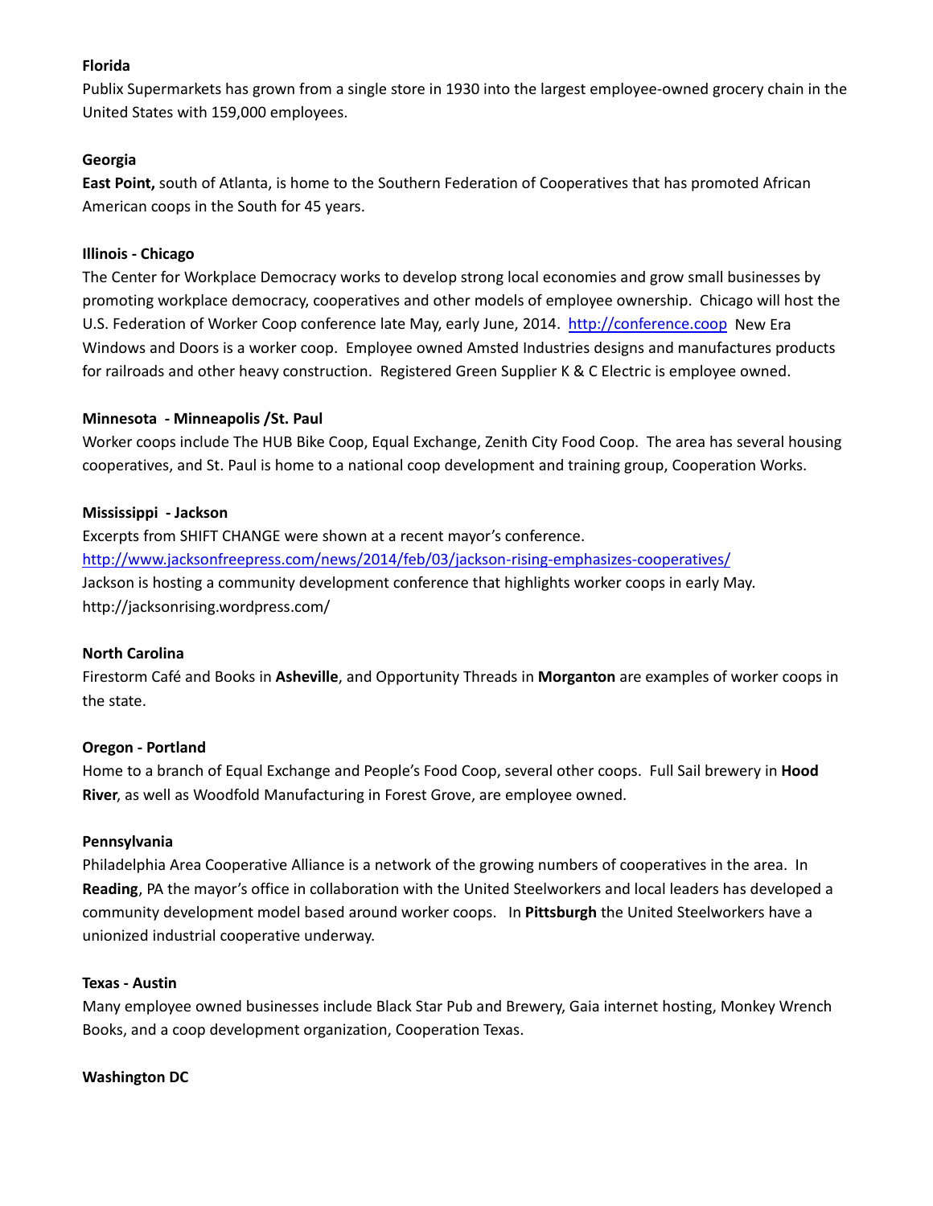**Florida**

Publix Supermarkets has grown from a single store in 1930 into the largest employee-owned grocery chain in the United States with 159,000 employees.

**Georgia**

**East Point,** south of Atlanta, is home to the Southern Federation of Cooperatives that has promoted African American coops in the South for 45 years.

**Illinois - Chicago**

The Center for Workplace Democracy works to develop strong local economies and grow small businesses by promoting workplace democracy, cooperatives and other models of employee ownership. Chicago will host the U.S. Federation of Worker Coop conference late May, early June, 2014. http://conference.coop New Era Windows and Doors is a worker coop. Employee owned Amsted Industries designs and manufactures products for railroads and other heavy construction. Registered Green Supplier K & C Electric is employee owned.

**Minnesota - Minneapolis /St. Paul**

Worker coops include The HUB Bike Coop, Equal Exchange, Zenith City Food Coop. The area has several housing cooperatives, and St. Paul is home to a national coop development and training group, Cooperation Works.

**Mississippi - Jackson**

Excerpts from SHIFT CHANGE were shown at a recent mayor's conference.
http://www.jacksonfreepress.com/news/2014/feb/03/jackson-rising-emphasizes-cooperatives/
Jackson is hosting a community development conference that highlights worker coops in early May.
http://jacksonrising.wordpress.com/

**North Carolina**

Firestorm Café and Books in **Asheville**, and Opportunity Threads in **Morganton** are examples of worker coops in the state.

**Oregon - Portland**

Home to a branch of Equal Exchange and People's Food Coop, several other coops. Full Sail brewery in **Hood River**, as well as Woodfold Manufacturing in Forest Grove, are employee owned.

**Pennsylvania**

Philadelphia Area Cooperative Alliance is a network of the growing numbers of cooperatives in the area. In **Reading**, PA the mayor's office in collaboration with the United Steelworkers and local leaders has developed a community development model based around worker coops. In **Pittsburgh** the United Steelworkers have a unionized industrial cooperative underway.

**Texas - Austin**

Many employee owned businesses include Black Star Pub and Brewery, Gaia internet hosting, Monkey Wrench Books, and a coop development organization, Cooperation Texas.

**Washington DC**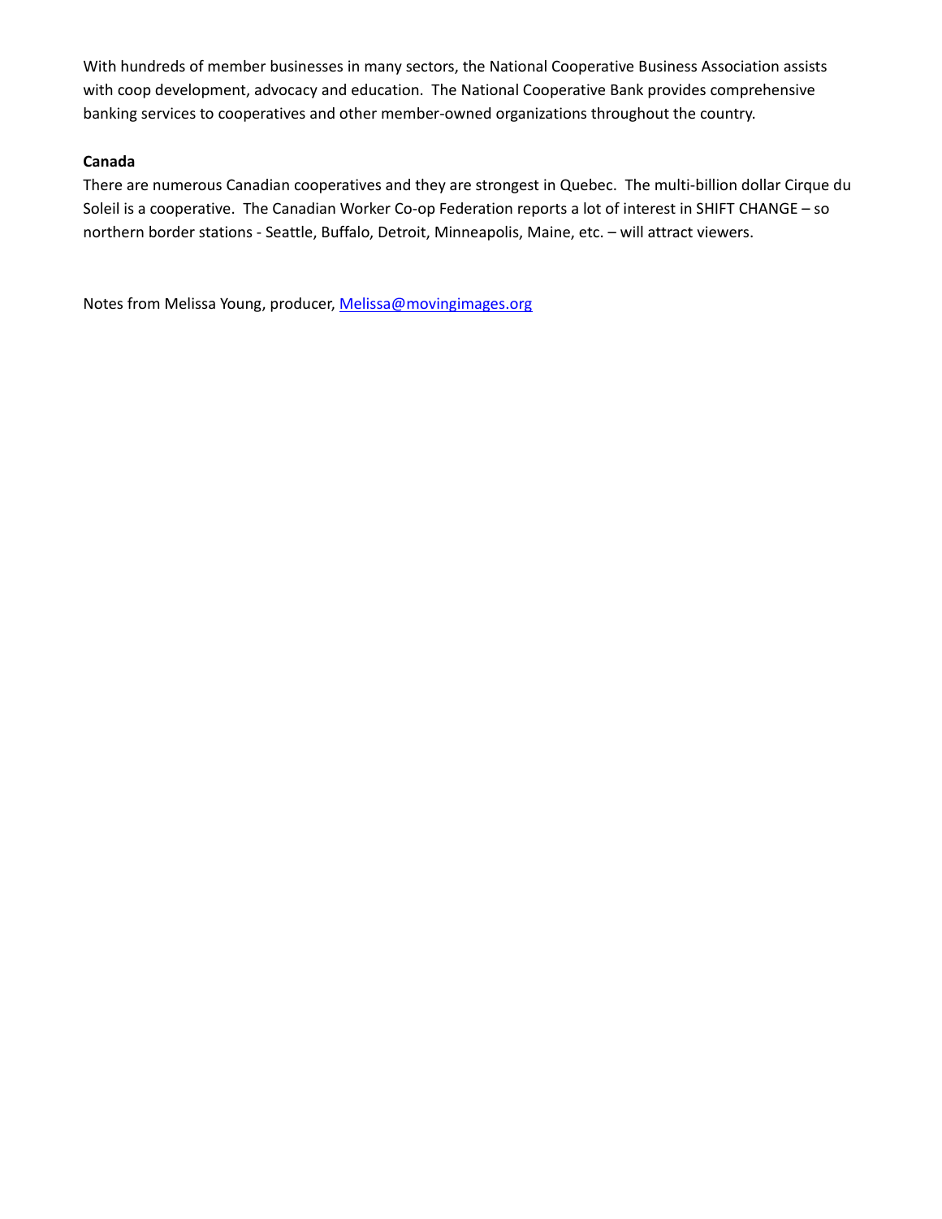With hundreds of member businesses in many sectors, the National Cooperative Business Association assists with coop development, advocacy and education.  The National Cooperative Bank provides comprehensive banking services to cooperatives and other member-owned organizations throughout the country.

**Canada**

There are numerous Canadian cooperatives and they are strongest in Quebec.  The multi-billion dollar Cirque du Soleil is a cooperative.  The Canadian Worker Co-op Federation reports a lot of interest in SHIFT CHANGE – so northern border stations - Seattle, Buffalo, Detroit, Minneapolis, Maine, etc. – will attract viewers.

Notes from Melissa Young, producer, [Melissa@movingimages.org](mailto:Melissa@movingimages.org)